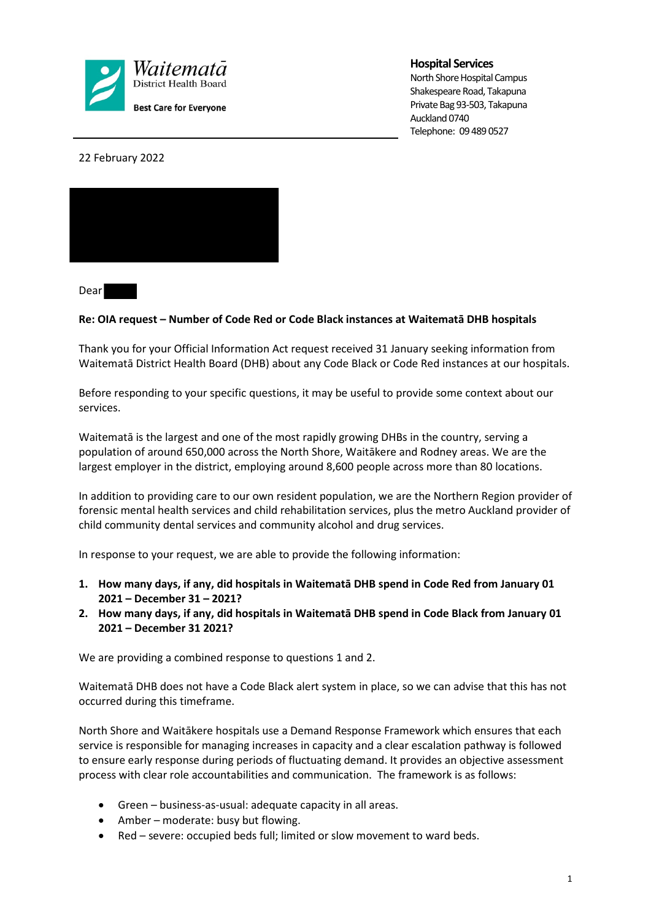Waitematā District Health Board

Best Care for Everyone

**Hospital Services**
North Shore Hospital Campus
Shakespeare Road, Takapuna
Private Bag 93-503, Takapuna
Auckland 0740
Telephone: 09 489 0527

22 February 2022

Dear

**Re: OIA request – Number of Code Red or Code Black instances at Waitematā DHB hospitals**

Thank you for your Official Information Act request received 31 January seeking information from Waitematā District Health Board (DHB) about any Code Black or Code Red instances at our hospitals.

Before responding to your specific questions, it may be useful to provide some context about our services.

Waitematā is the largest and one of the most rapidly growing DHBs in the country, serving a population of around 650,000 across the North Shore, Waitākere and Rodney areas. We are the largest employer in the district, employing around 8,600 people across more than 80 locations.

In addition to providing care to our own resident population, we are the Northern Region provider of forensic mental health services and child rehabilitation services, plus the metro Auckland provider of child community dental services and community alcohol and drug services.

In response to your request, we are able to provide the following information:

1. **How many days, if any, did hospitals in Waitematā DHB spend in Code Red from January 01 2021 – December 31 – 2021?**
2. **How many days, if any, did hospitals in Waitematā DHB spend in Code Black from January 01 2021 – December 31 2021?**

We are providing a combined response to questions 1 and 2.

Waitematā DHB does not have a Code Black alert system in place, so we can advise that this has not occurred during this timeframe.

North Shore and Waitākere hospitals use a Demand Response Framework which ensures that each service is responsible for managing increases in capacity and a clear escalation pathway is followed to ensure early response during periods of fluctuating demand. It provides an objective assessment process with clear role accountabilities and communication. The framework is as follows:

- Green – business-as-usual: adequate capacity in all areas.
- Amber – moderate: busy but flowing.
- Red – severe: occupied beds full; limited or slow movement to ward beds.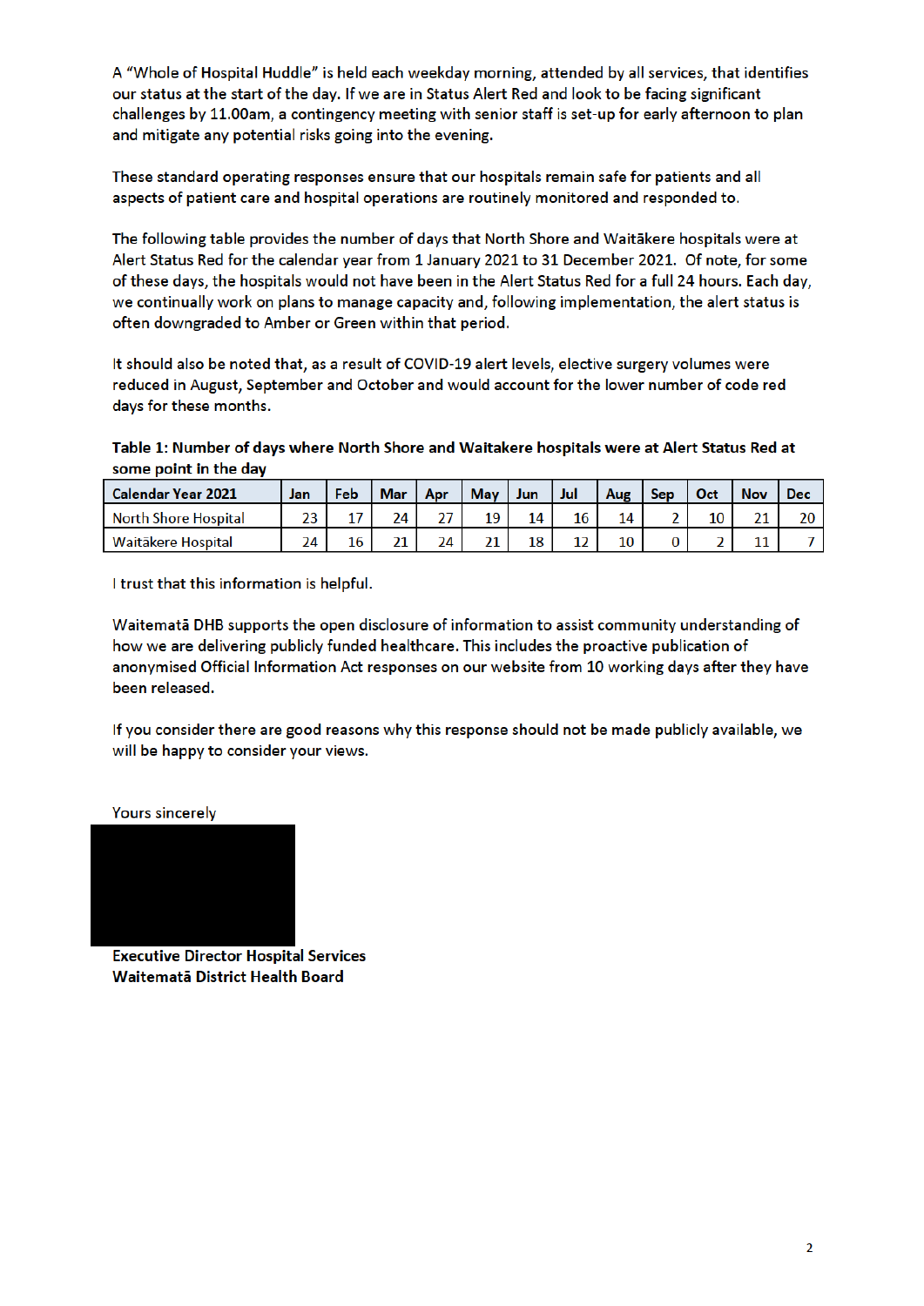A "Whole of Hospital Huddle" is held each weekday morning, attended by all services, that identifies our status at the start of the day. If we are in Status Alert Red and look to be facing significant challenges by 11.00am, a contingency meeting with senior staff is set-up for early afternoon to plan and mitigate any potential risks going into the evening.

These standard operating responses ensure that our hospitals remain safe for patients and all aspects of patient care and hospital operations are routinely monitored and responded to.

The following table provides the number of days that North Shore and Waitākere hospitals were at Alert Status Red for the calendar year from 1 January 2021 to 31 December 2021. Of note, for some of these days, the hospitals would not have been in the Alert Status Red for a full 24 hours. Each day, we continually work on plans to manage capacity and, following implementation, the alert status is often downgraded to Amber or Green within that period.

It should also be noted that, as a result of COVID-19 alert levels, elective surgery volumes were reduced in August, September and October and would account for the lower number of code red days for these months.

**Table 1: Number of days where North Shore and Waitakere hospitals were at Alert Status Red at some point in the day**

| Calendar Year 2021 | Jan | Feb | Mar | Apr | May | Jun | Jul | Aug | Sep | Oct | Nov | Dec |
|---|---|---|---|---|---|---|---|---|---|---|---|---|
| North Shore Hospital | 23 | 17 | 24 | 27 | 19 | 14 | 16 | 14 | 2 | 10 | 21 | 20 |
| Waitākere Hospital | 24 | 16 | 21 | 24 | 21 | 18 | 12 | 10 | 0 | 2 | 11 | 7 |

I trust that this information is helpful.

Waitematā DHB supports the open disclosure of information to assist community understanding of how we are delivering publicly funded healthcare. This includes the proactive publication of anonymised Official Information Act responses on our website from 10 working days after they have been released.

If you consider there are good reasons why this response should not be made publicly available, we will be happy to consider your views.

Yours sincerely

**Executive Director Hospital Services**
**Waitematā District Health Board**